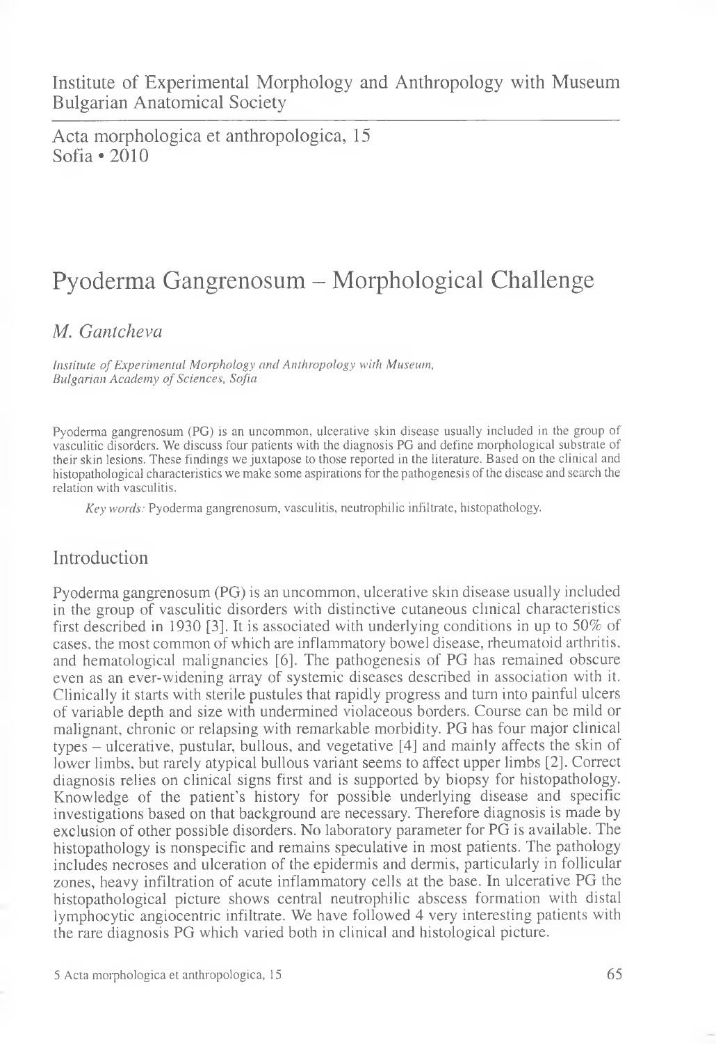Institute of Experimental Morphology and Anthropology with Museum
Bulgarian Anatomical Society

Acta morphologica et anthropologica, 15
Sofia • 2010

# Pyoderma Gangrenosum – Morphological Challenge

*M. Gantcheva*

*Institute of Experimental Morphology and Anthropology with Museum, Bulgarian Academy of Sciences, Sofia*

Pyoderma gangrenosum (PG) is an uncommon, ulcerative skin disease usually included in the group of vasculitic disorders. We discuss four patients with the diagnosis PG and define morphological substrate of their skin lesions. These findings we juxtapose to those reported in the literature. Based on the clinical and histopathological characteristics we make some aspirations for the pathogenesis of the disease and search the relation with vasculitis.

*Key words:* Pyoderma gangrenosum, vasculitis, neutrophilic infiltrate, histopathology.

## Introduction

Pyoderma gangrenosum (PG) is an uncommon, ulcerative skin disease usually included in the group of vasculitic disorders with distinctive cutaneous clinical characteristics first described in 1930 [3]. It is associated with underlying conditions in up to 50% of cases, the most common of which are inflammatory bowel disease, rheumatoid arthritis, and hematological malignancies [6]. The pathogenesis of PG has remained obscure even as an ever-widening array of systemic diseases described in association with it. Clinically it starts with sterile pustules that rapidly progress and turn into painful ulcers of variable depth and size with undermined violaceous borders. Course can be mild or malignant, chronic or relapsing with remarkable morbidity. PG has four major clinical types – ulcerative, pustular, bullous, and vegetative [4] and mainly affects the skin of lower limbs, but rarely atypical bullous variant seems to affect upper limbs [2]. Correct diagnosis relies on clinical signs first and is supported by biopsy for histopathology. Knowledge of the patient's history for possible underlying disease and specific investigations based on that background are necessary. Therefore diagnosis is made by exclusion of other possible disorders. No laboratory parameter for PG is available. The histopathology is nonspecific and remains speculative in most patients. The pathology includes necroses and ulceration of the epidermis and dermis, particularly in follicular zones, heavy infiltration of acute inflammatory cells at the base. In ulcerative PG the histopathological picture shows central neutrophilic abscess formation with distal lymphocytic angiocentric infiltrate. We have followed 4 very interesting patients with the rare diagnosis PG which varied both in clinical and histological picture.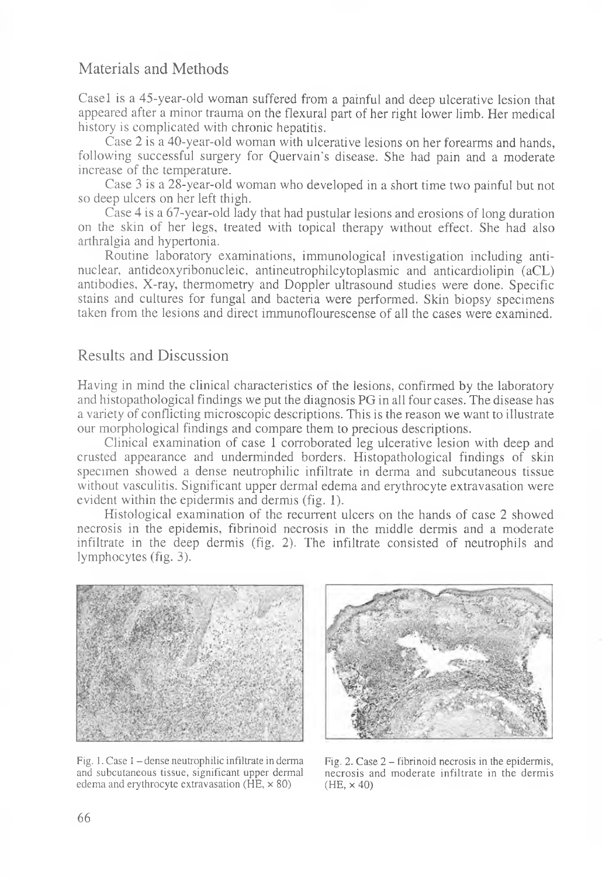## Materials and Methods

Case1 is a 45-year-old woman suffered from a painful and deep ulcerative lesion that appeared after a minor trauma on the flexural part of her right lower limb. Her medical history is complicated with chronic hepatitis.

Case 2 is a 40-year-old woman with ulcerative lesions on her forearms and hands, following successful surgery for Quervain's disease. She had pain and a moderate increase of the temperature.

Case 3 is a 28-year-old woman who developed in a short time two painful but not so deep ulcers on her left thigh.

Case 4 is a 67-year-old lady that had pustular lesions and erosions of long duration on the skin of her legs, treated with topical therapy without effect. She had also arthralgia and hypertonia.

Routine laboratory examinations, immunological investigation including anti-nuclear, antideoxyribonucleic, antineutrophilcytoplasmic and anticardiolipin (aCL) antibodies, X-ray, thermometry and Doppler ultrasound studies were done. Specific stains and cultures for fungal and bacteria were performed. Skin biopsy specimens taken from the lesions and direct immunoflourescense of all the cases were examined.

## Results and Discussion

Having in mind the clinical characteristics of the lesions, confirmed by the laboratory and histopathological findings we put the diagnosis PG in all four cases. The disease has a variety of conflicting microscopic descriptions. This is the reason we want to illustrate our morphological findings and compare them to precious descriptions.

Clinical examination of case 1 corroborated leg ulcerative lesion with deep and crusted appearance and underminded borders. Histopathological findings of skin specimen showed a dense neutrophilic infiltrate in derma and subcutaneous tissue without vasculitis. Significant upper dermal edema and erythrocyte extravasation were evident within the epidermis and dermis (fig. 1).

Histological examination of the recurrent ulcers on the hands of case 2 showed necrosis in the epidemis, fibrinoid necrosis in the middle dermis and a moderate infiltrate in the deep dermis (fig. 2). The infiltrate consisted of neutrophils and lymphocytes (fig. 3).

Fig. 1. Case 1 – dense neutrophilic infiltrate in derma and subcutaneous tissue, significant upper dermal edema and erythrocyte extravasation (HE, × 80)

Fig. 2. Case 2 – fibrinoid necrosis in the epidermis, necrosis and moderate infiltrate in the dermis (HE, × 40)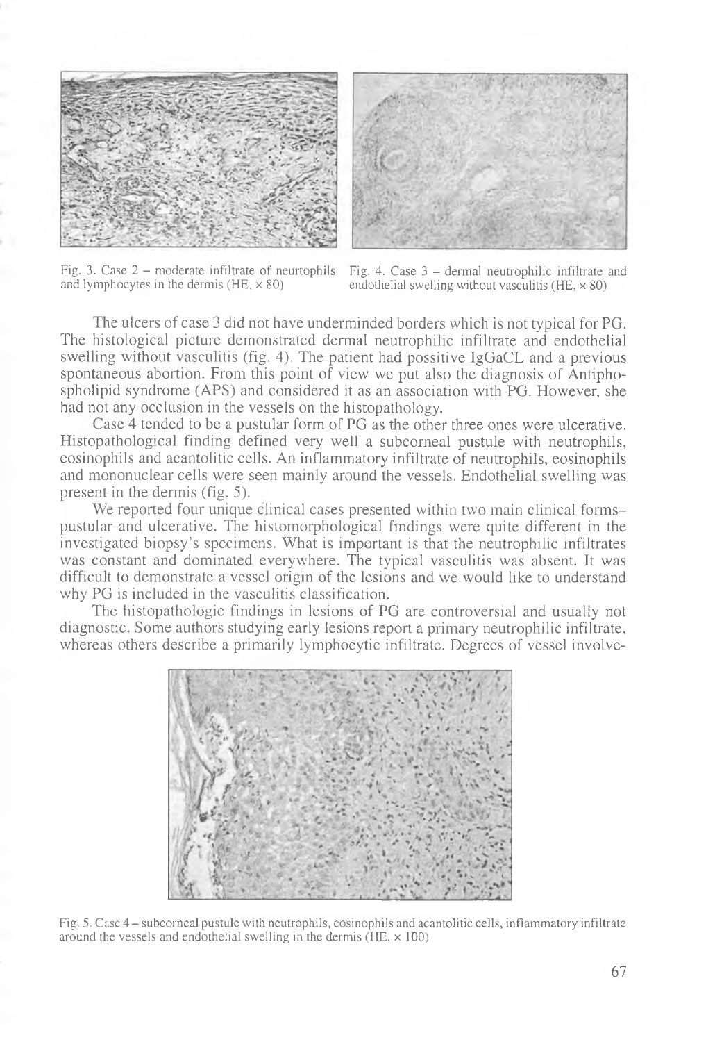Fig. 3. Case 2 – moderate infiltrate of neurtophils and lymphocytes in the dermis (HE, × 80)

Fig. 4. Case 3 – dermal neutrophilic infiltrate and endothelial swelling without vasculitis (HE, × 80)

The ulcers of case 3 did not have underminded borders which is not typical for PG. The histological picture demonstrated dermal neutrophilic infiltrate and endothelial swelling without vasculitis (fig. 4). The patient had possitive IgGaCL and a previous spontaneous abortion. From this point of view we put also the diagnosis of Antiphospholipid syndrome (APS) and considered it as an association with PG. However, she had not any occlusion in the vessels on the histopathology.

Case 4 tended to be a pustular form of PG as the other three ones were ulcerative. Histopathological finding defined very well a subcorneal pustule with neutrophils, eosinophils and acantolitic cells. An inflammatory infiltrate of neutrophils, eosinophils and mononuclear cells were seen mainly around the vessels. Endothelial swelling was present in the dermis (fig. 5).

We reported four unique clinical cases presented within two main clinical forms– pustular and ulcerative. The histomorphological findings were quite different in the investigated biopsy's specimens. What is important is that the neutrophilic infiltrates was constant and dominated everywhere. The typical vasculitis was absent. It was difficult to demonstrate a vessel origin of the lesions and we would like to understand why PG is included in the vasculitis classification.

The histopathologic findings in lesions of PG are controversial and usually not diagnostic. Some authors studying early lesions report a primary neutrophilic infiltrate, whereas others describe a primarily lymphocytic infiltrate. Degrees of vessel involve-

Fig. 5. Case 4 – subcorneal pustule with neutrophils, eosinophils and acantolitic cells, inflammatory infiltrate around the vessels and endothelial swelling in the dermis (HE, × 100)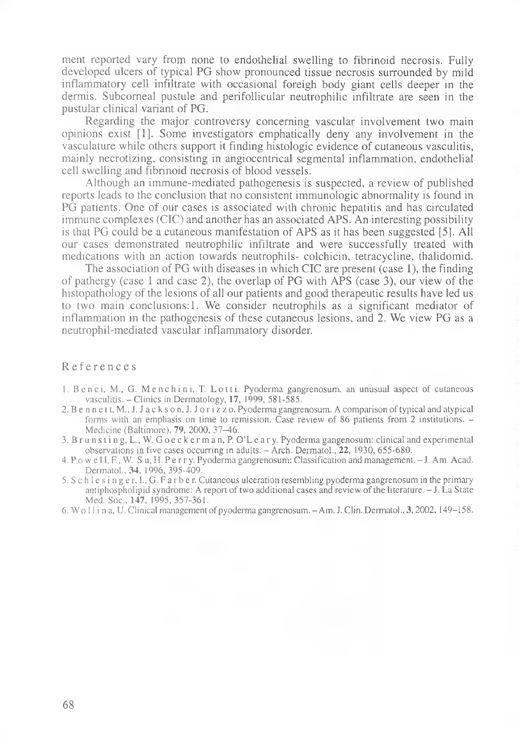ment reported vary from none to endothelial swelling to fibrinoid necrosis. Fully developed ulcers of typical PG show pronounced tissue necrosis surrounded by mild inflammatory cell infiltrate with occasional foreigh body giant cells deeper in the dermis. Subcorneal pustule and perifollicular neutrophilic infiltrate are seen in the pustular clinical variant of PG.

Regarding the major controversy concerning vascular involvement two main opinions exist [1]. Some investigators emphatically deny any involvement in the vasculature while others support it finding histologic evidence of cutaneous vasculitis, mainly necrotizing, consisting in angiocentrical segmental inflammation, endothelial cell swelling and fibrinoid necrosis of blood vessels.

Although an immune-mediated pathogenesis is suspected, a review of published reports leads to the conclusion that no consistent immunologic abnormality is found in PG patients. One of our cases is associated with chronic hepatitis and has circulated immune complexes (CIC) and another has an associated APS. An interesting possibility is that PG could be a cutaneous manifestation of APS as it has been suggested [5]. All our cases demonstrated neutrophilic infiltrate and were successfully treated with medications with an action towards neutrophils- colchicin, tetracycline, thalidomid.

The association of PG with diseases in which CIC are present (case 1), the finding of pathergy (case 1 and case 2), the overlap of PG with APS (case 3), our view of the histopathology of the lesions of all our patients and good therapeutic results have led us to two main conclusions:1. We consider neutrophils as a significant mediator of inflammation in the pathogenesis of these cutaneous lesions, and 2. We view PG as a neutrophil-mediated vascular inflammatory disorder.

## References

1. Benci, M., G. Menchini, T. Lotti. Pyoderma gangrenosum, an unusual aspect of cutaneous vasculitis. – Clinics in Dermatology, **17**, 1999, 581-585.
2. Bennett, M., J. Jackson, J. Jorizzo. Pyoderma gangrenosum. A comparison of typical and atypical forms with an emphasis on time to remission. Case review of 86 patients from 2 institutions. – Medicine (Baltimore), **79**, 2000, 37–46.
3. Brunsting, L., W. Goeckerman, P. O'Leary. Pyoderma gangenosum: clinical and experimental observations in five cases occurring in adults. – Arch. Dermatol., **22**, 1930, 655-680.
4. Powell, F., W. Su, H. Perry. Pyoderma gangrenosum: Classification and management. – J. Am. Acad. Dermatol., **34**, 1996, 395-409.
5. Schlesinger, I., G. Farber. Cutaneous ulceration resembling pyoderma gangrenosum in the primary antiphospholipid syndrome: A report of two additional cases and review of the literature. – J. La State Med. Soc., **147**, 1995, 357-361.
6. Wollina, U. Clinical management of pyoderma gangrenosum. – Am. J. Clin. Dermatol., **3**, 2002, 149–158.